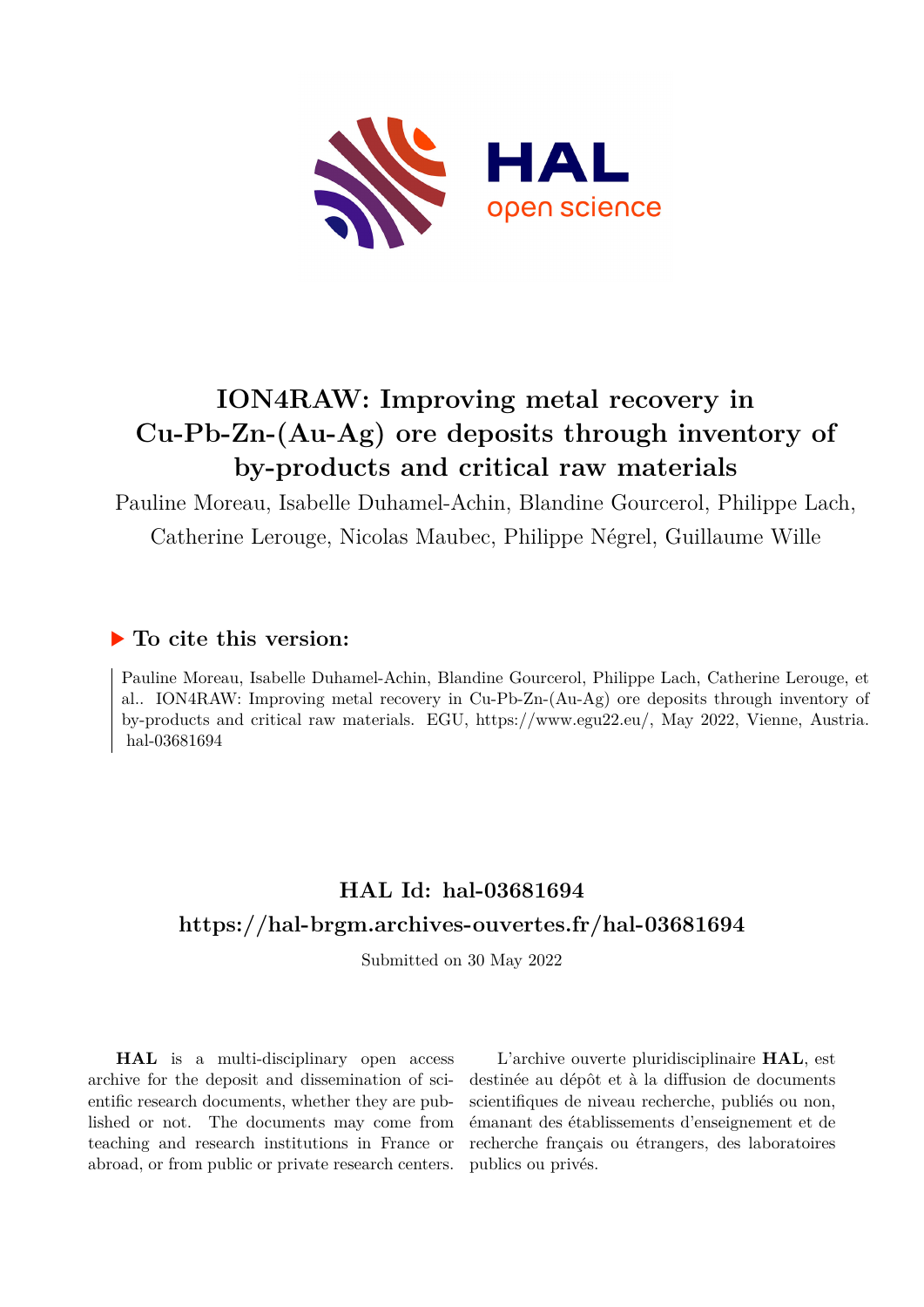# ION4RAW: Improving metal recovery in Cu-Pb-Zn-(Au-Ag) ore deposits through inventory of by-products and critical raw materials

Pauline Moreau, Isabelle Duhamel-Achin, Blandine Gourcerol, Philippe Lach, Catherine Lerouge, Nicolas Maubec, Philippe Négrel, Guillaume Wille

## ▶ To cite this version:

Pauline Moreau, Isabelle Duhamel-Achin, Blandine Gourcerol, Philippe Lach, Catherine Lerouge, et al.. ION4RAW: Improving metal recovery in Cu-Pb-Zn-(Au-Ag) ore deposits through inventory of by-products and critical raw materials. EGU, https://www.egu22.eu/, May 2022, Vienne, Austria. hal-03681694

## HAL Id: hal-03681694

## https://hal-brgm.archives-ouvertes.fr/hal-03681694

Submitted on 30 May 2022

**HAL** is a multi-disciplinary open access archive for the deposit and dissemination of scientific research documents, whether they are published or not. The documents may come from teaching and research institutions in France or abroad, or from public or private research centers.

L'archive ouverte pluridisciplinaire **HAL**, est destinée au dépôt et à la diffusion de documents scientifiques de niveau recherche, publiés ou non, émanant des établissements d'enseignement et de recherche français ou étrangers, des laboratoires publics ou privés.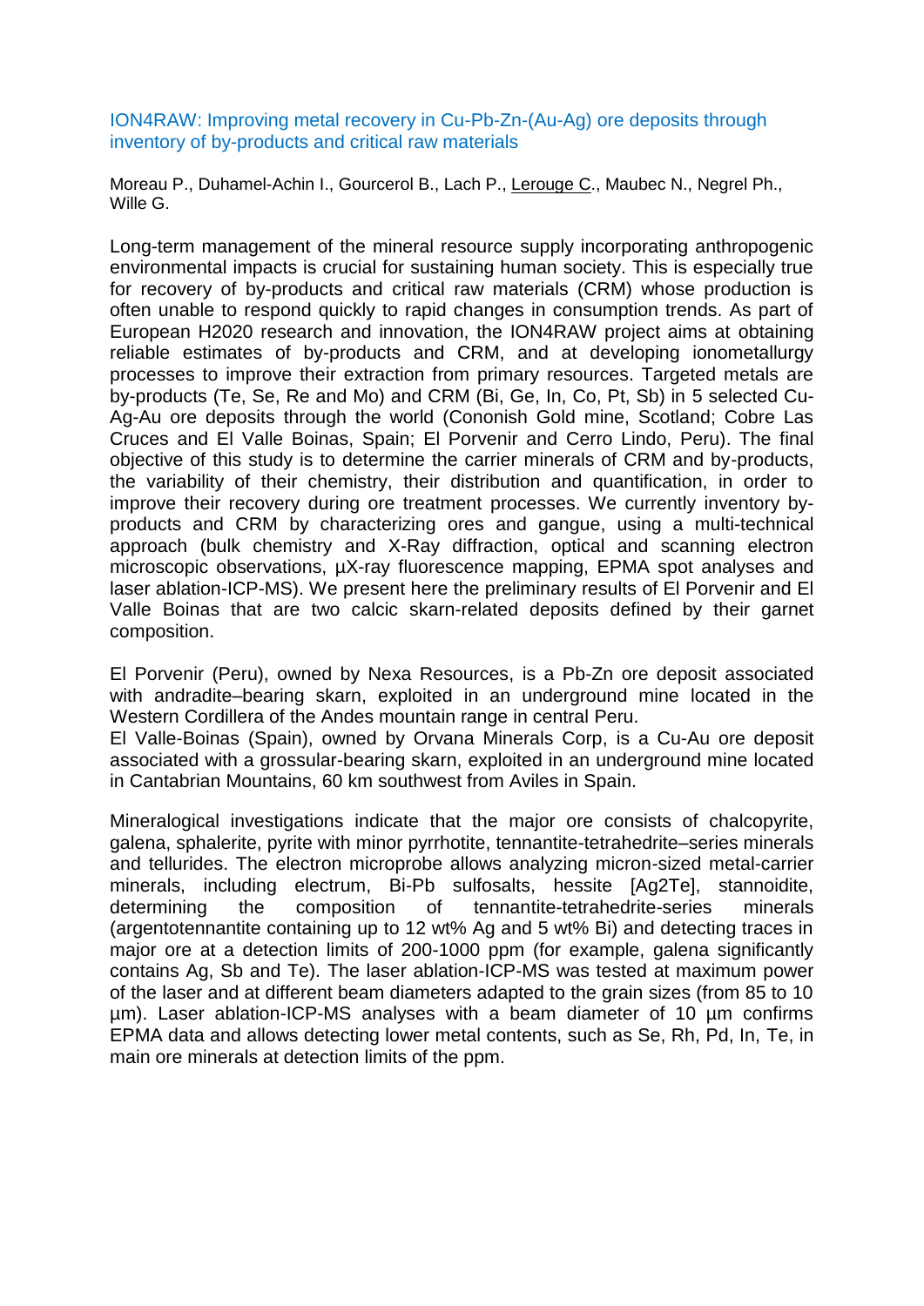## ION4RAW: Improving metal recovery in Cu-Pb-Zn-(Au-Ag) ore deposits through inventory of by-products and critical raw materials

Moreau P., Duhamel-Achin I., Gourcerol B., Lach P., Lerouge C., Maubec N., Negrel Ph., Wille G.

Long-term management of the mineral resource supply incorporating anthropogenic environmental impacts is crucial for sustaining human society. This is especially true for recovery of by-products and critical raw materials (CRM) whose production is often unable to respond quickly to rapid changes in consumption trends. As part of European H2020 research and innovation, the ION4RAW project aims at obtaining reliable estimates of by-products and CRM, and at developing ionometallurgy processes to improve their extraction from primary resources. Targeted metals are by-products (Te, Se, Re and Mo) and CRM (Bi, Ge, In, Co, Pt, Sb) in 5 selected Cu-Ag-Au ore deposits through the world (Cononish Gold mine, Scotland; Cobre Las Cruces and El Valle Boinas, Spain; El Porvenir and Cerro Lindo, Peru). The final objective of this study is to determine the carrier minerals of CRM and by-products, the variability of their chemistry, their distribution and quantification, in order to improve their recovery during ore treatment processes. We currently inventory by-products and CRM by characterizing ores and gangue, using a multi-technical approach (bulk chemistry and X-Ray diffraction, optical and scanning electron microscopic observations, µX-ray fluorescence mapping, EPMA spot analyses and laser ablation-ICP-MS). We present here the preliminary results of El Porvenir and El Valle Boinas that are two calcic skarn-related deposits defined by their garnet composition.

El Porvenir (Peru), owned by Nexa Resources, is a Pb-Zn ore deposit associated with andradite–bearing skarn, exploited in an underground mine located in the Western Cordillera of the Andes mountain range in central Peru.
El Valle-Boinas (Spain), owned by Orvana Minerals Corp, is a Cu-Au ore deposit associated with a grossular-bearing skarn, exploited in an underground mine located in Cantabrian Mountains, 60 km southwest from Aviles in Spain.

Mineralogical investigations indicate that the major ore consists of chalcopyrite, galena, sphalerite, pyrite with minor pyrrhotite, tennantite-tetrahedrite–series minerals and tellurides. The electron microprobe allows analyzing micron-sized metal-carrier minerals, including electrum, Bi-Pb sulfosalts, hessite [$Ag_2Te$], stannoidite, determining the composition of tennantite-tetrahedrite-series minerals (argentotennantite containing up to 12 wt% Ag and 5 wt% Bi) and detecting traces in major ore at a detection limits of 200-1000 ppm (for example, galena significantly contains Ag, Sb and Te). The laser ablation-ICP-MS was tested at maximum power of the laser and at different beam diameters adapted to the grain sizes (from 85 to 10 µm). Laser ablation-ICP-MS analyses with a beam diameter of 10 µm confirms EPMA data and allows detecting lower metal contents, such as Se, Rh, Pd, In, Te, in main ore minerals at detection limits of the ppm.